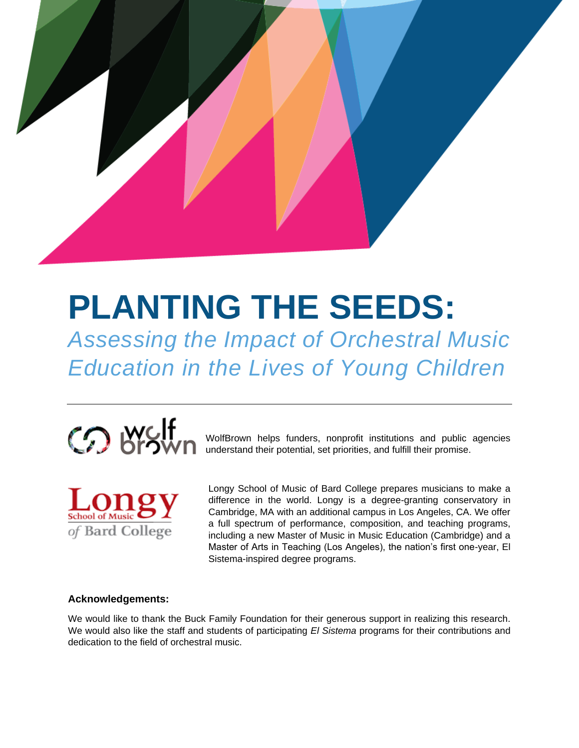# PLANTING THE SEEDS:

## *Assessing the Impact of Orchestral Music Education in the Lives of Young Children*

---

WolfBrown helps funders, nonprofit institutions and public agencies understand their potential, set priorities, and fulfill their promise.

Longy School of Music of Bard College prepares musicians to make a difference in the world. Longy is a degree-granting conservatory in Cambridge, MA with an additional campus in Los Angeles, CA. We offer a full spectrum of performance, composition, and teaching programs, including a new Master of Music in Music Education (Cambridge) and a Master of Arts in Teaching (Los Angeles), the nation's first one-year, El Sistema-inspired degree programs.

**Acknowledgements:**

We would like to thank the Buck Family Foundation for their generous support in realizing this research. We would also like the staff and students of participating *El Sistema* programs for their contributions and dedication to the field of orchestral music.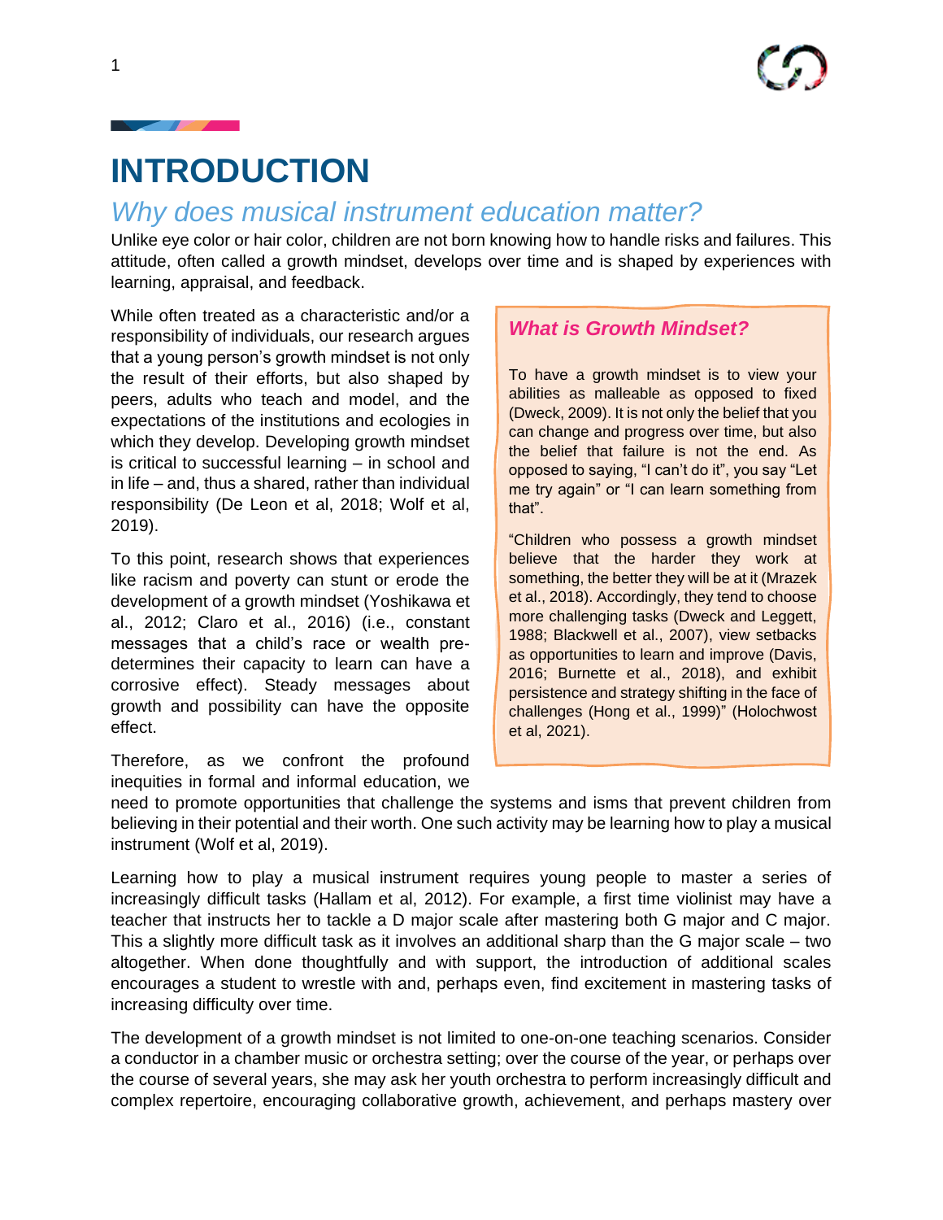# INTRODUCTION

## *Why does musical instrument education matter?*

Unlike eye color or hair color, children are not born knowing how to handle risks and failures. This attitude, often called a growth mindset, develops over time and is shaped by experiences with learning, appraisal, and feedback.

While often treated as a characteristic and/or a responsibility of individuals, our research argues that a young person's growth mindset is not only the result of their efforts, but also shaped by peers, adults who teach and model, and the expectations of the institutions and ecologies in which they develop. Developing growth mindset is critical to successful learning – in school and in life – and, thus a shared, rather than individual responsibility (De Leon et al, 2018; Wolf et al, 2019).

To this point, research shows that experiences like racism and poverty can stunt or erode the development of a growth mindset (Yoshikawa et al., 2012; Claro et al., 2016) (i.e., constant messages that a child's race or wealth pre-determines their capacity to learn have a corrosive effect). Steady messages about growth and possibility can have the opposite effect.

Therefore, as we confront the profound inequities in formal and informal education, we need to promote opportunities that challenge the systems and isms that prevent children from believing in their potential and their worth. One such activity may be learning how to play a musical instrument (Wolf et al, 2019).

> ### *What is Growth Mindset?*
>
> To have a growth mindset is to view your abilities as malleable as opposed to fixed (Dweck, 2009). It is not only the belief that you can change and progress over time, but also the belief that failure is not the end. As opposed to saying, "I can't do it", you say "Let me try again" or "I can learn something from that".
>
> "Children who possess a growth mindset believe that the harder they work at something, the better they will be at it (Mrazek et al., 2018). Accordingly, they tend to choose more challenging tasks (Dweck and Leggett, 1988; Blackwell et al., 2007), view setbacks as opportunities to learn and improve (Davis, 2016; Burnette et al., 2018), and exhibit persistence and strategy shifting in the face of challenges (Hong et al., 1999)" (Holochwost et al, 2021).

Learning how to play a musical instrument requires young people to master a series of increasingly difficult tasks (Hallam et al, 2012). For example, a first time violinist may have a teacher that instructs her to tackle a D major scale after mastering both G major and C major. This a slightly more difficult task as it involves an additional sharp than the G major scale – two altogether. When done thoughtfully and with support, the introduction of additional scales encourages a student to wrestle with and, perhaps even, find excitement in mastering tasks of increasing difficulty over time.

The development of a growth mindset is not limited to one-on-one teaching scenarios. Consider a conductor in a chamber music or orchestra setting; over the course of the year, or perhaps over the course of several years, she may ask her youth orchestra to perform increasingly difficult and complex repertoire, encouraging collaborative growth, achievement, and perhaps mastery over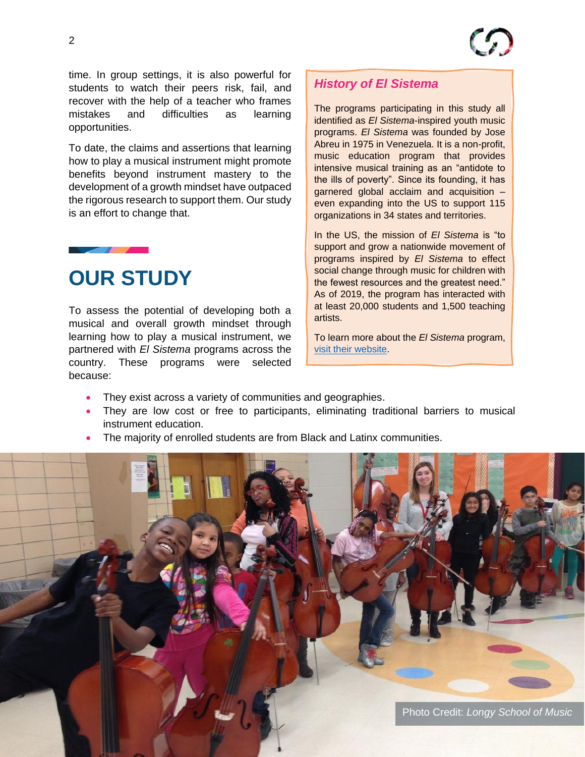time. In group settings, it is also powerful for students to watch their peers risk, fail, and recover with the help of a teacher who frames mistakes and difficulties as learning opportunities.

To date, the claims and assertions that learning how to play a musical instrument might promote benefits beyond instrument mastery to the development of a growth mindset have outpaced the rigorous research to support them. Our study is an effort to change that.

## OUR STUDY

To assess the potential of developing both a musical and overall growth mindset through learning how to play a musical instrument, we partnered with *El Sistema* programs across the country. These programs were selected because:

- They exist across a variety of communities and geographies.
- They are low cost or free to participants, eliminating traditional barriers to musical instrument education.
- The majority of enrolled students are from Black and Latinx communities.

### *History of El Sistema*

The programs participating in this study all identified as *El Sistema*-inspired youth music programs. *El Sistema* was founded by Jose Abreu in 1975 in Venezuela. It is a non-profit, music education program that provides intensive musical training as an "antidote to the ills of poverty". Since its founding, it has garnered global acclaim and acquisition – even expanding into the US to support 115 organizations in 34 states and territories.

In the US, the mission of *El Sistema* is "to support and grow a nationwide movement of programs inspired by *El Sistema* to effect social change through music for children with the fewest resources and the greatest need." As of 2019, the program has interacted with at least 20,000 students and 1,500 teaching artists.

To learn more about the *El Sistema* program, visit their website.

Photo Credit: *Longy School of Music*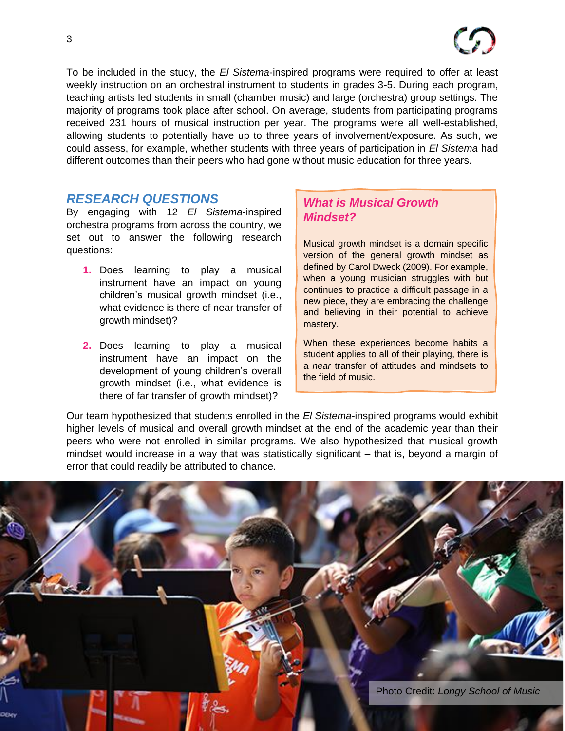To be included in the study, the *El Sistema*-inspired programs were required to offer at least weekly instruction on an orchestral instrument to students in grades 3-5. During each program, teaching artists led students in small (chamber music) and large (orchestra) group settings. The majority of programs took place after school. On average, students from participating programs received 231 hours of musical instruction per year. The programs were all well-established, allowing students to potentially have up to three years of involvement/exposure. As such, we could assess, for example, whether students with three years of participation in *El Sistema* had different outcomes than their peers who had gone without music education for three years.

## *RESEARCH QUESTIONS*

By engaging with 12 *El Sistema*-inspired orchestra programs from across the country, we set out to answer the following research questions:

1. Does learning to play a musical instrument have an impact on young children's musical growth mindset (i.e., what evidence is there of near transfer of growth mindset)?
2. Does learning to play a musical instrument have an impact on the development of young children's overall growth mindset (i.e., what evidence is there of far transfer of growth mindset)?

### *What is Musical Growth Mindset?*

Musical growth mindset is a domain specific version of the general growth mindset as defined by Carol Dweck (2009). For example, when a young musician struggles with but continues to practice a difficult passage in a new piece, they are embracing the challenge and believing in their potential to achieve mastery.

When these experiences become habits a student applies to all of their playing, there is a *near* transfer of attitudes and mindsets to the field of music.

Our team hypothesized that students enrolled in the *El Sistema*-inspired programs would exhibit higher levels of musical and overall growth mindset at the end of the academic year than their peers who were not enrolled in similar programs. We also hypothesized that musical growth mindset would increase in a way that was statistically significant – that is, beyond a margin of error that could readily be attributed to chance.

Photo Credit: *Longy School of Music*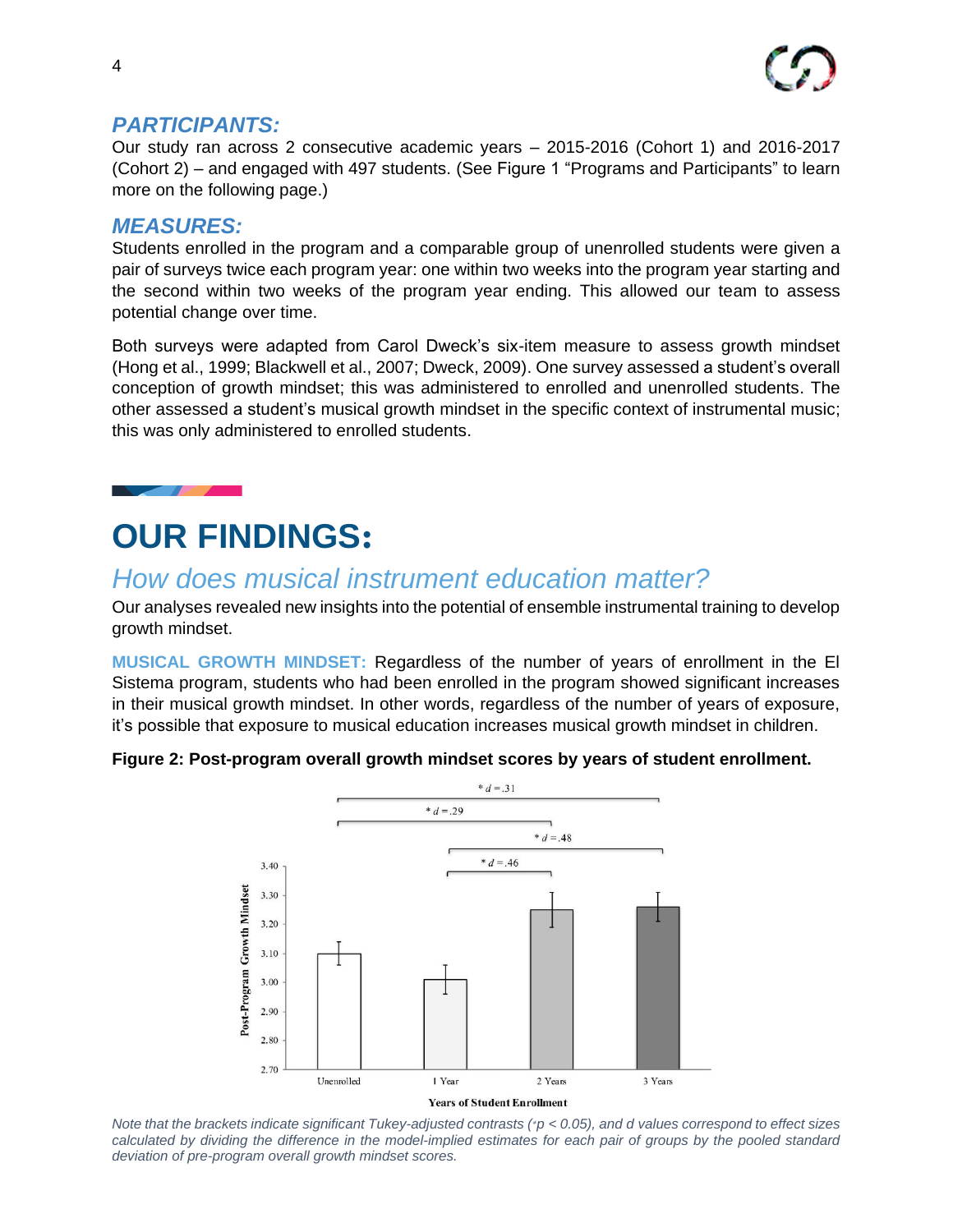## *PARTICIPANTS:*

Our study ran across 2 consecutive academic years – 2015-2016 (Cohort 1) and 2016-2017 (Cohort 2) – and engaged with 497 students. (See Figure 1 "Programs and Participants" to learn more on the following page.)

## *MEASURES:*

Students enrolled in the program and a comparable group of unenrolled students were given a pair of surveys twice each program year: one within two weeks into the program year starting and the second within two weeks of the program year ending. This allowed our team to assess potential change over time.

Both surveys were adapted from Carol Dweck's six-item measure to assess growth mindset (Hong et al., 1999; Blackwell et al., 2007; Dweck, 2009). One survey assessed a student's overall conception of growth mindset; this was administered to enrolled and unenrolled students. The other assessed a student's musical growth mindset in the specific context of instrumental music; this was only administered to enrolled students.

# OUR FINDINGS:

## *How does musical instrument education matter?*

Our analyses revealed new insights into the potential of ensemble instrumental training to develop growth mindset.

**MUSICAL GROWTH MINDSET:** Regardless of the number of years of enrollment in the El Sistema program, students who had been enrolled in the program showed significant increases in their musical growth mindset. In other words, regardless of the number of years of exposure, it's possible that exposure to musical education increases musical growth mindset in children.

**Figure 2: Post-program overall growth mindset scores by years of student enrollment.**

*Note that the brackets indicate significant Tukey-adjusted contrasts (\*$p < 0.05$), and d values correspond to effect sizes calculated by dividing the difference in the model-implied estimates for each pair of groups by the pooled standard deviation of pre-program overall growth mindset scores.*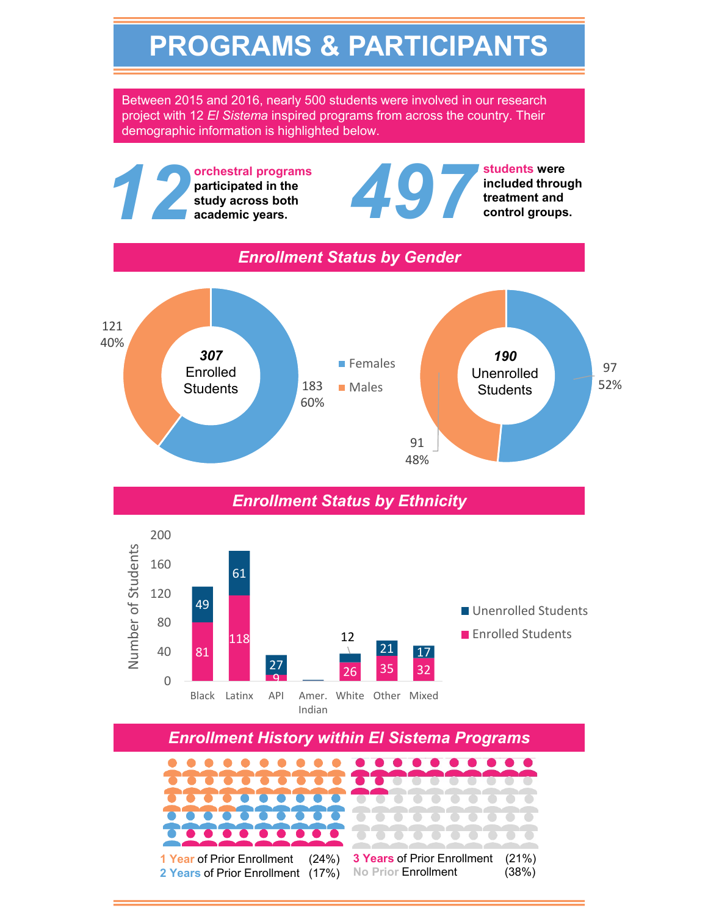# PROGRAMS & PARTICIPANTS

Between 2015 and 2016, nearly 500 students were involved in our research project with 12 *El Sistema* inspired programs from across the country. Their demographic information is highlighted below.

**12** **orchestral programs participated in the study across both academic years.**

**497** **students were included through treatment and control groups.**

## *Enrollment Status by Gender*

| | Females | Males |
|---|---|---|
| 307 Enrolled Students | 183 (60%) | 121 (40%) |
| 190 Unenrolled Students | 97 (52%) | 91 (48%) |

## *Enrollment Status by Ethnicity*

| Number of Students | Black | Latinx | API | Amer. Indian | White | Other | Mixed |
|---|---|---|---|---|---|---|---|
| Unenrolled Students | 49 | 61 | 27 | | 12 | 21 | 17 |
| Enrolled Students | 81 | 118 | 9 | | 26 | 35 | 32 |

## *Enrollment History within El Sistema Programs*

| | |
|---|---|
| 1 Year of Prior Enrollment | (24%) |
| 2 Years of Prior Enrollment | (17%) |
| 3 Years of Prior Enrollment | (21%) |
| No Prior Enrollment | (38%) |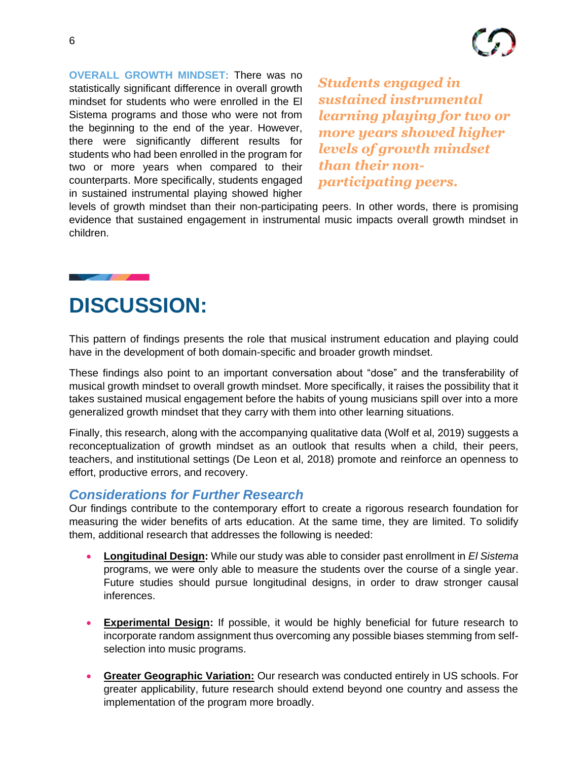**OVERALL GROWTH MINDSET:** There was no statistically significant difference in overall growth mindset for students who were enrolled in the El Sistema programs and those who were not from the beginning to the end of the year. However, there were significantly different results for students who had been enrolled in the program for two or more years when compared to their counterparts. More specifically, students engaged in sustained instrumental playing showed higher levels of growth mindset than their non-participating peers. In other words, there is promising evidence that sustained engagement in instrumental music impacts overall growth mindset in children.

***Students engaged in sustained instrumental learning playing for two or more years showed higher levels of growth mindset than their non-participating peers.***

# DISCUSSION:

This pattern of findings presents the role that musical instrument education and playing could have in the development of both domain-specific and broader growth mindset.

These findings also point to an important conversation about "dose" and the transferability of musical growth mindset to overall growth mindset. More specifically, it raises the possibility that it takes sustained musical engagement before the habits of young musicians spill over into a more generalized growth mindset that they carry with them into other learning situations.

Finally, this research, along with the accompanying qualitative data (Wolf et al, 2019) suggests a reconceptualization of growth mindset as an outlook that results when a child, their peers, teachers, and institutional settings (De Leon et al, 2018) promote and reinforce an openness to effort, productive errors, and recovery.

## *Considerations for Further Research*

Our findings contribute to the contemporary effort to create a rigorous research foundation for measuring the wider benefits of arts education. At the same time, they are limited. To solidify them, additional research that addresses the following is needed:

- **Longitudinal Design:** While our study was able to consider past enrollment in *El Sistema* programs, we were only able to measure the students over the course of a single year. Future studies should pursue longitudinal designs, in order to draw stronger causal inferences.

- **Experimental Design:** If possible, it would be highly beneficial for future research to incorporate random assignment thus overcoming any possible biases stemming from self-selection into music programs.

- **Greater Geographic Variation:** Our research was conducted entirely in US schools. For greater applicability, future research should extend beyond one country and assess the implementation of the program more broadly.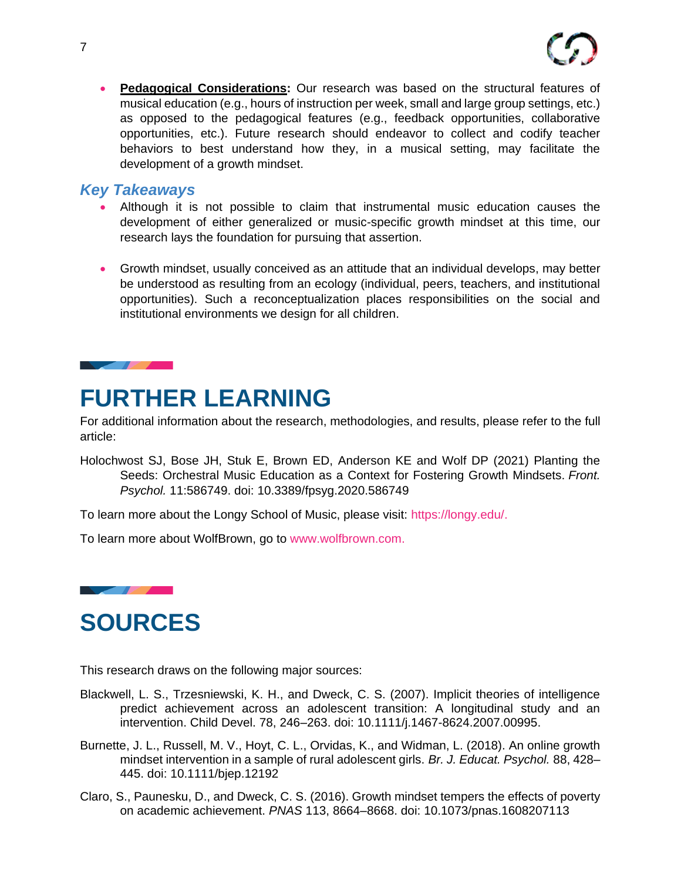- **Pedagogical Considerations:** Our research was based on the structural features of musical education (e.g., hours of instruction per week, small and large group settings, etc.) as opposed to the pedagogical features (e.g., feedback opportunities, collaborative opportunities, etc.). Future research should endeavor to collect and codify teacher behaviors to best understand how they, in a musical setting, may facilitate the development of a growth mindset.

### *Key Takeaways*

- Although it is not possible to claim that instrumental music education causes the development of either generalized or music-specific growth mindset at this time, our research lays the foundation for pursuing that assertion.

- Growth mindset, usually conceived as an attitude that an individual develops, may better be understood as resulting from an ecology (individual, peers, teachers, and institutional opportunities). Such a reconceptualization places responsibilities on the social and institutional environments we design for all children.

# FURTHER LEARNING

For additional information about the research, methodologies, and results, please refer to the full article:

Holochwost SJ, Bose JH, Stuk E, Brown ED, Anderson KE and Wolf DP (2021) Planting the Seeds: Orchestral Music Education as a Context for Fostering Growth Mindsets. *Front. Psychol.* 11:586749. doi: 10.3389/fpsyg.2020.586749

To learn more about the Longy School of Music, please visit: https://longy.edu/.

To learn more about WolfBrown, go to www.wolfbrown.com.

# SOURCES

This research draws on the following major sources:

Blackwell, L. S., Trzesniewski, K. H., and Dweck, C. S. (2007). Implicit theories of intelligence predict achievement across an adolescent transition: A longitudinal study and an intervention. Child Devel. 78, 246–263. doi: 10.1111/j.1467-8624.2007.00995.

Burnette, J. L., Russell, M. V., Hoyt, C. L., Orvidas, K., and Widman, L. (2018). An online growth mindset intervention in a sample of rural adolescent girls. *Br. J. Educat. Psychol.* 88, 428–445. doi: 10.1111/bjep.12192

Claro, S., Paunesku, D., and Dweck, C. S. (2016). Growth mindset tempers the effects of poverty on academic achievement. *PNAS* 113, 8664–8668. doi: 10.1073/pnas.1608207113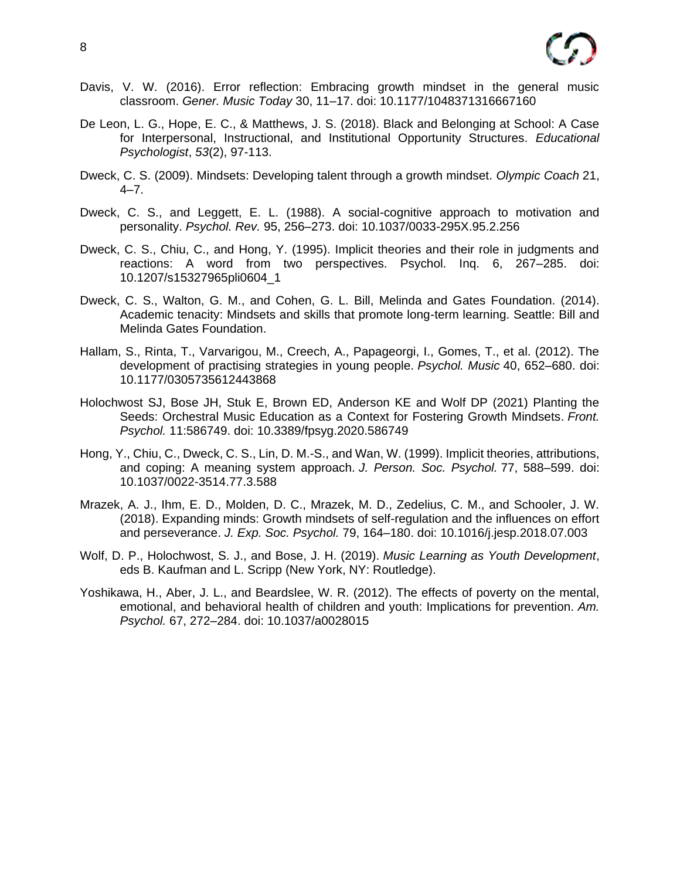Davis, V. W. (2016). Error reflection: Embracing growth mindset in the general music classroom. *Gener. Music Today* 30, 11–17. doi: 10.1177/1048371316667160

De Leon, L. G., Hope, E. C., & Matthews, J. S. (2018). Black and Belonging at School: A Case for Interpersonal, Instructional, and Institutional Opportunity Structures. *Educational Psychologist*, *53*(2), 97-113.

Dweck, C. S. (2009). Mindsets: Developing talent through a growth mindset. *Olympic Coach* 21, 4–7.

Dweck, C. S., and Leggett, E. L. (1988). A social-cognitive approach to motivation and personality. *Psychol. Rev.* 95, 256–273. doi: 10.1037/0033-295X.95.2.256

Dweck, C. S., Chiu, C., and Hong, Y. (1995). Implicit theories and their role in judgments and reactions: A word from two perspectives. Psychol. Inq. 6, 267–285. doi: 10.1207/s15327965pli0604_1

Dweck, C. S., Walton, G. M., and Cohen, G. L. Bill, Melinda and Gates Foundation. (2014). Academic tenacity: Mindsets and skills that promote long-term learning. Seattle: Bill and Melinda Gates Foundation.

Hallam, S., Rinta, T., Varvarigou, M., Creech, A., Papageorgi, I., Gomes, T., et al. (2012). The development of practising strategies in young people. *Psychol. Music* 40, 652–680. doi: 10.1177/0305735612443868

Holochwost SJ, Bose JH, Stuk E, Brown ED, Anderson KE and Wolf DP (2021) Planting the Seeds: Orchestral Music Education as a Context for Fostering Growth Mindsets. *Front. Psychol.* 11:586749. doi: 10.3389/fpsyg.2020.586749

Hong, Y., Chiu, C., Dweck, C. S., Lin, D. M.-S., and Wan, W. (1999). Implicit theories, attributions, and coping: A meaning system approach. *J. Person. Soc. Psychol.* 77, 588–599. doi: 10.1037/0022-3514.77.3.588

Mrazek, A. J., Ihm, E. D., Molden, D. C., Mrazek, M. D., Zedelius, C. M., and Schooler, J. W. (2018). Expanding minds: Growth mindsets of self-regulation and the influences on effort and perseverance. *J. Exp. Soc. Psychol.* 79, 164–180. doi: 10.1016/j.jesp.2018.07.003

Wolf, D. P., Holochwost, S. J., and Bose, J. H. (2019). *Music Learning as Youth Development*, eds B. Kaufman and L. Scripp (New York, NY: Routledge).

Yoshikawa, H., Aber, J. L., and Beardslee, W. R. (2012). The effects of poverty on the mental, emotional, and behavioral health of children and youth: Implications for prevention. *Am. Psychol.* 67, 272–284. doi: 10.1037/a0028015